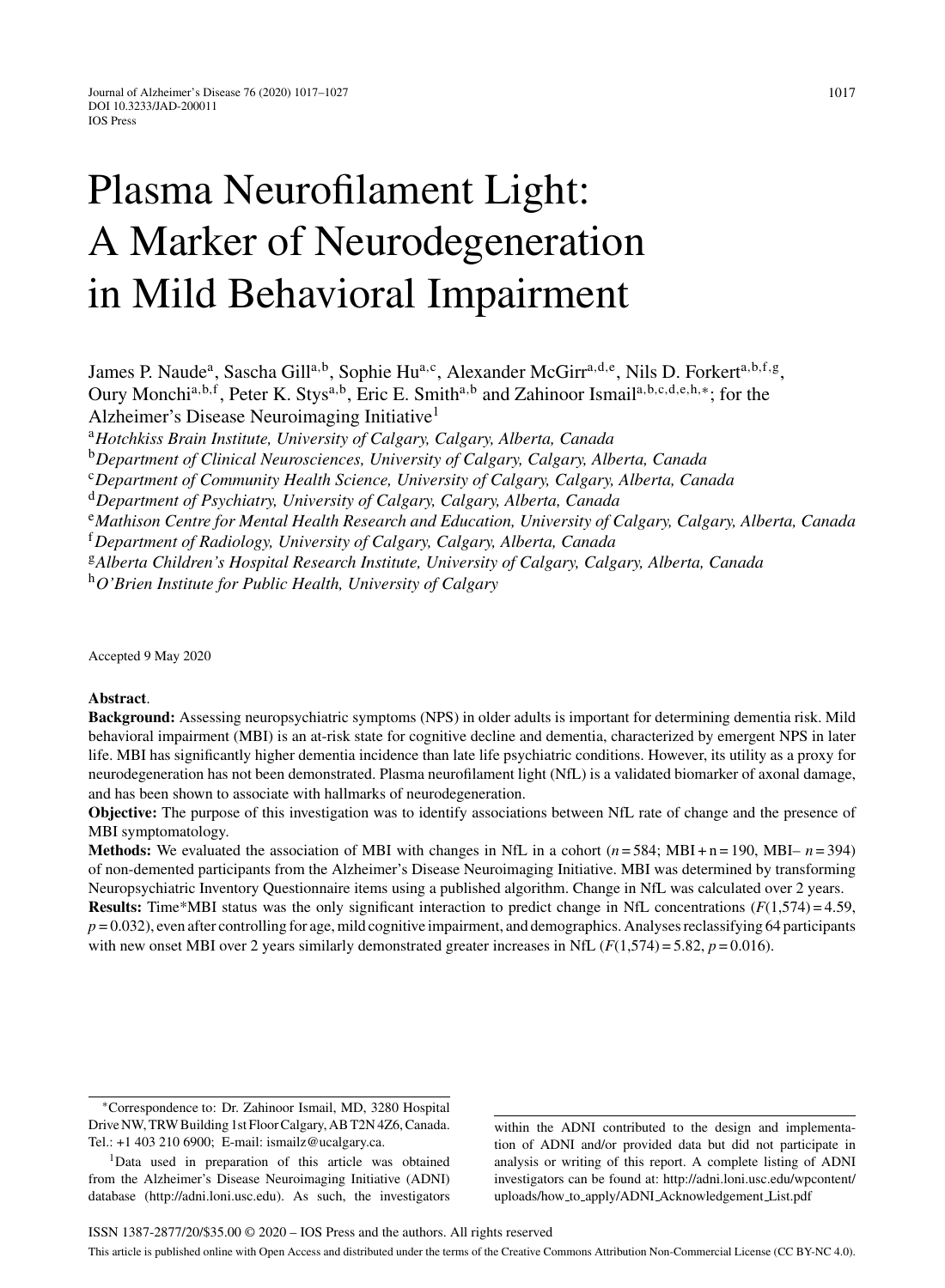# Plasma Neurofilament Light: A Marker of Neurodegeneration in Mild Behavioral Impairment

James P. Naude[a], Sascha Gill[a,b], Sophie Hu[a,c], Alexander McGirr[a,d,e], Nils D. Forkert[a,b,f,g], Oury Monchi[a,b,f], Peter K. Stys[a,b], Eric E. Smith[a,b] and Zahinoor Ismail[a,b,c,d,e,h,*]; for the Alzheimer's Disease Neuroimaging Initiative[1]

[a]*Hotchkiss Brain Institute, University of Calgary, Calgary, Alberta, Canada*
[b]*Department of Clinical Neurosciences, University of Calgary, Calgary, Alberta, Canada*
[c]*Department of Community Health Science, University of Calgary, Calgary, Alberta, Canada*
[d]*Department of Psychiatry, University of Calgary, Calgary, Alberta, Canada*
[e]*Mathison Centre for Mental Health Research and Education, University of Calgary, Calgary, Alberta, Canada*
[f]*Department of Radiology, University of Calgary, Calgary, Alberta, Canada*
[g]*Alberta Children's Hospital Research Institute, University of Calgary, Calgary, Alberta, Canada*
[h]*O'Brien Institute for Public Health, University of Calgary*

Accepted 9 May 2020

**Abstract**.

**Background:** Assessing neuropsychiatric symptoms (NPS) in older adults is important for determining dementia risk. Mild behavioral impairment (MBI) is an at-risk state for cognitive decline and dementia, characterized by emergent NPS in later life. MBI has significantly higher dementia incidence than late life psychiatric conditions. However, its utility as a proxy for neurodegeneration has not been demonstrated. Plasma neurofilament light (NfL) is a validated biomarker of axonal damage, and has been shown to associate with hallmarks of neurodegeneration.

**Objective:** The purpose of this investigation was to identify associations between NfL rate of change and the presence of MBI symptomatology.

**Methods:** We evaluated the association of MBI with changes in NfL in a cohort ($n = 584$; MBI+ n = 190, MBI– $n = 394$) of non-demented participants from the Alzheimer's Disease Neuroimaging Initiative. MBI was determined by transforming Neuropsychiatric Inventory Questionnaire items using a published algorithm. Change in NfL was calculated over 2 years.

**Results:** Time*MBI status was the only significant interaction to predict change in NfL concentrations ($F(1,574) = 4.59$, $p = 0.032$), even after controlling for age, mild cognitive impairment, and demographics. Analyses reclassifying 64 participants with new onset MBI over 2 years similarly demonstrated greater increases in NfL ($F(1,574) = 5.82$, $p = 0.016$).

---

*Correspondence to: Dr. Zahinoor Ismail, MD, 3280 Hospital Drive NW, TRW Building 1st Floor Calgary, AB T2N 4Z6, Canada. Tel.: +1 403 210 6900; E-mail: ismailz@ucalgary.ca.

[1]Data used in preparation of this article was obtained from the Alzheimer's Disease Neuroimaging Initiative (ADNI) database (http://adni.loni.usc.edu). As such, the investigators within the ADNI contributed to the design and implementation of ADNI and/or provided data but did not participate in analysis or writing of this report. A complete listing of ADNI investigators can be found at: http://adni.loni.usc.edu/wpcontent/uploads/how_to_apply/ADNI_Acknowledgement_List.pdf

ISSN 1387-2877/20/$35.00 © 2020 – IOS Press and the authors. All rights reserved

This article is published online with Open Access and distributed under the terms of the Creative Commons Attribution Non-Commercial License (CC BY-NC 4.0).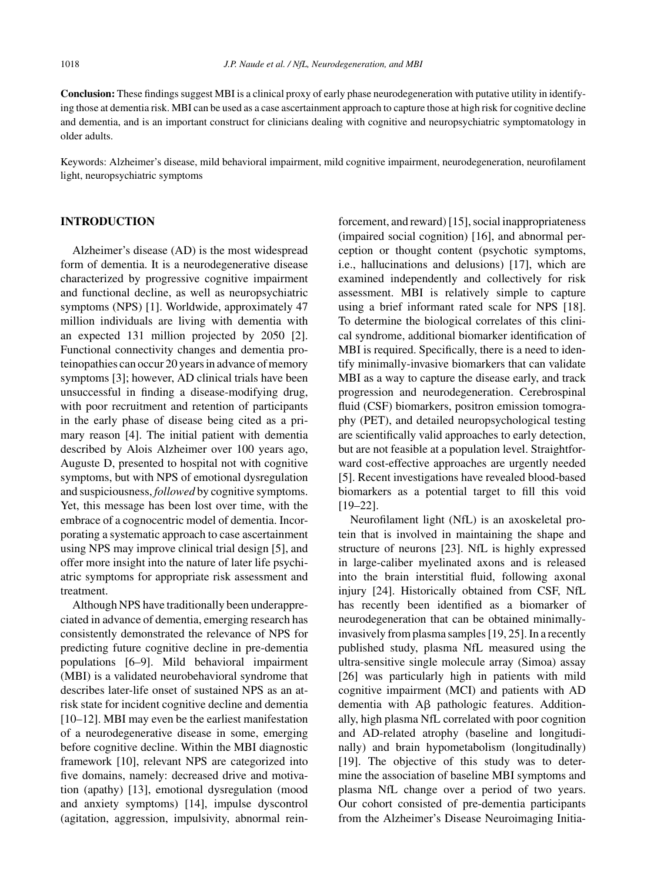**Conclusion:** These findings suggest MBI is a clinical proxy of early phase neurodegeneration with putative utility in identifying those at dementia risk. MBI can be used as a case ascertainment approach to capture those at high risk for cognitive decline and dementia, and is an important construct for clinicians dealing with cognitive and neuropsychiatric symptomatology in older adults.

Keywords: Alzheimer's disease, mild behavioral impairment, mild cognitive impairment, neurodegeneration, neurofilament light, neuropsychiatric symptoms

## INTRODUCTION

Alzheimer's disease (AD) is the most widespread form of dementia. It is a neurodegenerative disease characterized by progressive cognitive impairment and functional decline, as well as neuropsychiatric symptoms (NPS) [1]. Worldwide, approximately 47 million individuals are living with dementia with an expected 131 million projected by 2050 [2]. Functional connectivity changes and dementia proteinopathies can occur 20 years in advance of memory symptoms [3]; however, AD clinical trials have been unsuccessful in finding a disease-modifying drug, with poor recruitment and retention of participants in the early phase of disease being cited as a primary reason [4]. The initial patient with dementia described by Alois Alzheimer over 100 years ago, Auguste D, presented to hospital not with cognitive symptoms, but with NPS of emotional dysregulation and suspiciousness, *followed* by cognitive symptoms. Yet, this message has been lost over time, with the embrace of a cognocentric model of dementia. Incorporating a systematic approach to case ascertainment using NPS may improve clinical trial design [5], and offer more insight into the nature of later life psychiatric symptoms for appropriate risk assessment and treatment.

Although NPS have traditionally been underappreciated in advance of dementia, emerging research has consistently demonstrated the relevance of NPS for predicting future cognitive decline in pre-dementia populations [6–9]. Mild behavioral impairment (MBI) is a validated neurobehavioral syndrome that describes later-life onset of sustained NPS as an at-risk state for incident cognitive decline and dementia [10–12]. MBI may even be the earliest manifestation of a neurodegenerative disease in some, emerging before cognitive decline. Within the MBI diagnostic framework [10], relevant NPS are categorized into five domains, namely: decreased drive and motivation (apathy) [13], emotional dysregulation (mood and anxiety symptoms) [14], impulse dyscontrol (agitation, aggression, impulsivity, abnormal reinforcement, and reward) [15], social inappropriateness (impaired social cognition) [16], and abnormal perception or thought content (psychotic symptoms, i.e., hallucinations and delusions) [17], which are examined independently and collectively for risk assessment. MBI is relatively simple to capture using a brief informant rated scale for NPS [18]. To determine the biological correlates of this clinical syndrome, additional biomarker identification of MBI is required. Specifically, there is a need to identify minimally-invasive biomarkers that can validate MBI as a way to capture the disease early, and track progression and neurodegeneration. Cerebrospinal fluid (CSF) biomarkers, positron emission tomography (PET), and detailed neuropsychological testing are scientifically valid approaches to early detection, but are not feasible at a population level. Straightforward cost-effective approaches are urgently needed [5]. Recent investigations have revealed blood-based biomarkers as a potential target to fill this void [19–22].

Neurofilament light (NfL) is an axoskeletal protein that is involved in maintaining the shape and structure of neurons [23]. NfL is highly expressed in large-caliber myelinated axons and is released into the brain interstitial fluid, following axonal injury [24]. Historically obtained from CSF, NfL has recently been identified as a biomarker of neurodegeneration that can be obtained minimally-invasively from plasma samples [19, 25]. In a recently published study, plasma NfL measured using the ultra-sensitive single molecule array (Simoa) assay [26] was particularly high in patients with mild cognitive impairment (MCI) and patients with AD dementia with Aβ pathologic features. Additionally, high plasma NfL correlated with poor cognition and AD-related atrophy (baseline and longitudinally) and brain hypometabolism (longitudinally) [19]. The objective of this study was to determine the association of baseline MBI symptoms and plasma NfL change over a period of two years. Our cohort consisted of pre-dementia participants from the Alzheimer's Disease Neuroimaging Initia-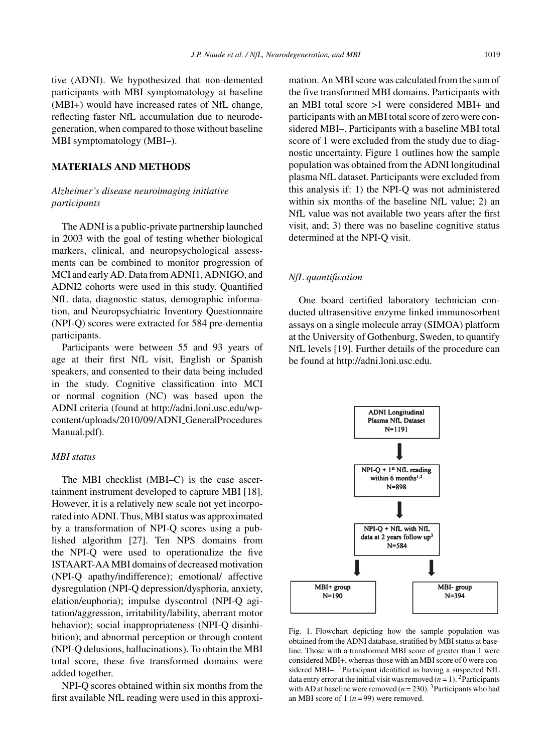tive (ADNI). We hypothesized that non-demented participants with MBI symptomatology at baseline (MBI+) would have increased rates of NfL change, reflecting faster NfL accumulation due to neurodegeneration, when compared to those without baseline MBI symptomatology (MBI–).

## MATERIALS AND METHODS

### *Alzheimer's disease neuroimaging initiative participants*

The ADNI is a public-private partnership launched in 2003 with the goal of testing whether biological markers, clinical, and neuropsychological assessments can be combined to monitor progression of MCI and early AD. Data from ADNI1, ADNIGO, and ADNI2 cohorts were used in this study. Quantified NfL data, diagnostic status, demographic information, and Neuropsychiatric Inventory Questionnaire (NPI-Q) scores were extracted for 584 pre-dementia participants.

Participants were between 55 and 93 years of age at their first NfL visit, English or Spanish speakers, and consented to their data being included in the study. Cognitive classification into MCI or normal cognition (NC) was based upon the ADNI criteria (found at http://adni.loni.usc.edu/wp-content/uploads/2010/09/ADNI_GeneralProceduresManual.pdf).

### *MBI status*

The MBI checklist (MBI–C) is the case ascertainment instrument developed to capture MBI [18]. However, it is a relatively new scale not yet incorporated into ADNI. Thus, MBI status was approximated by a transformation of NPI-Q scores using a published algorithm [27]. Ten NPS domains from the NPI-Q were used to operationalize the five ISTAART-AA MBI domains of decreased motivation (NPI-Q apathy/indifference); emotional/ affective dysregulation (NPI-Q depression/dysphoria, anxiety, elation/euphoria); impulse dyscontrol (NPI-Q agitation/aggression, irritability/lability, aberrant motor behavior); social inappropriateness (NPI-Q disinhibition); and abnormal perception or through content (NPI-Q delusions, hallucinations). To obtain the MBI total score, these five transformed domains were added together.

NPI-Q scores obtained within six months from the first available NfL reading were used in this approximation. An MBI score was calculated from the sum of the five transformed MBI domains. Participants with an MBI total score >1 were considered MBI+ and participants with an MBI total score of zero were considered MBI–. Participants with a baseline MBI total score of 1 were excluded from the study due to diagnostic uncertainty. Figure 1 outlines how the sample population was obtained from the ADNI longitudinal plasma NfL dataset. Participants were excluded from this analysis if: 1) the NPI-Q was not administered within six months of the baseline NfL value; 2) an NfL value was not available two years after the first visit, and; 3) there was no baseline cognitive status determined at the NPI-Q visit.

### *NfL quantification*

One board certified laboratory technician conducted ultrasensitive enzyme linked immunosorbent assays on a single molecule array (SIMOA) platform at the University of Gothenburg, Sweden, to quantify NfL levels [19]. Further details of the procedure can be found at http://adni.loni.usc.edu.

ADNI Longitudinal Plasma NfL Dataset N=1191

NPI-Q + 1st NfL reading within 6 months[1,2] N=898

NPI-Q + NfL with NfL data at 2 years follow up[3] N=584

MBI+ group N=190

MBI- group N=394

Fig. 1. Flowchart depicting how the sample population was obtained from the ADNI database, stratified by MBI status at baseline. Those with a transformed MBI score of greater than 1 were considered MBI+, whereas those with an MBI score of 0 were considered MBI–. [1]Participant identified as having a suspected NfL data entry error at the initial visit was removed ($n = 1$). [2]Participants with AD at baseline were removed ($n = 230$). [3]Participants who had an MBI score of 1 ($n = 99$) were removed.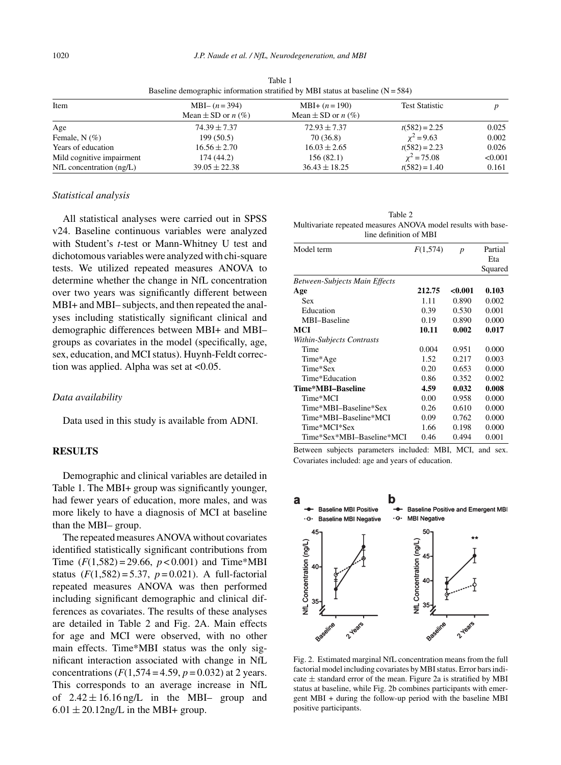Table 1
Baseline demographic information stratified by MBI status at baseline (N = 584)

| Item | MBI– ($n = 394$) Mean ± SD or $n$ (%) | MBI+ ($n = 190$) Mean ± SD or $n$ (%) | Test Statistic | $p$ |
|---|---|---|---|---|
| Age | 74.39 ± 7.37 | 72.93 ± 7.37 | $t(582) = 2.25$ | 0.025 |
| Female, N (%) | 199 (50.5) | 70 (36.8) | $\chi^2 = 9.63$ | 0.002 |
| Years of education | 16.56 ± 2.70 | 16.03 ± 2.65 | $t(582) = 2.23$ | 0.026 |
| Mild cognitive impairment | 174 (44.2) | 156 (82.1) | $\chi^2 = 75.08$ | <0.001 |
| NfL concentration (ng/L) | 39.05 ± 22.38 | 36.43 ± 18.25 | $t(582) = 1.40$ | 0.161 |

### *Statistical analysis*

All statistical analyses were carried out in SPSS v24. Baseline continuous variables were analyzed with Student's *t*-test or Mann-Whitney U test and dichotomous variables were analyzed with chi-square tests. We utilized repeated measures ANOVA to determine whether the change in NfL concentration over two years was significantly different between MBI+ and MBI– subjects, and then repeated the analyses including statistically significant clinical and demographic differences between MBI+ and MBI– groups as covariates in the model (specifically, age, sex, education, and MCI status). Huynh-Feldt correction was applied. Alpha was set at <0.05.

### *Data availability*

Data used in this study is available from ADNI.

## RESULTS

Demographic and clinical variables are detailed in Table 1. The MBI+ group was significantly younger, had fewer years of education, more males, and was more likely to have a diagnosis of MCI at baseline than the MBI– group.

The repeated measures ANOVA without covariates identified statistically significant contributions from Time ($F(1,582) = 29.66$, $p < 0.001$) and Time*MBI status ($F(1,582) = 5.37$, $p = 0.021$). A full-factorial repeated measures ANOVA was then performed including significant demographic and clinical differences as covariates. The results of these analyses are detailed in Table 2 and Fig. 2A. Main effects for age and MCI were observed, with no other main effects. Time*MBI status was the only significant interaction associated with change in NfL concentrations ($F(1,574 = 4.59$, $p = 0.032$) at 2 years. This corresponds to an average increase in NfL of 2.42 ± 16.16 ng/L in the MBI– group and 6.01 ± 20.12ng/L in the MBI+ group.

Table 2
Multivariate repeated measures ANOVA model results with baseline definition of MBI

| Model term | $F(1,574)$ | $p$ | Partial Eta Squared |
|---|---|---|---|
| *Between-Subjects Main Effects* | | | |
| **Age** | **212.75** | **<0.001** | **0.103** |
| Sex | 1.11 | 0.890 | 0.002 |
| Education | 0.39 | 0.530 | 0.001 |
| MBI–Baseline | 0.19 | 0.890 | 0.000 |
| **MCI** | **10.11** | **0.002** | **0.017** |
| *Within-Subjects Contrasts* | | | |
| Time | 0.004 | 0.951 | 0.000 |
| Time*Age | 1.52 | 0.217 | 0.003 |
| Time*Sex | 0.20 | 0.653 | 0.000 |
| Time*Education | 0.86 | 0.352 | 0.002 |
| **Time*MBI–Baseline** | **4.59** | **0.032** | **0.008** |
| Time*MCI | 0.00 | 0.958 | 0.000 |
| Time*MBI–Baseline*Sex | 0.26 | 0.610 | 0.000 |
| Time*MBI–Baseline*MCI | 0.09 | 0.762 | 0.000 |
| Time*MCI*Sex | 1.66 | 0.198 | 0.000 |
| Time*Sex*MBI–Baseline*MCI | 0.46 | 0.494 | 0.001 |

Between subjects parameters included: MBI, MCI, and sex. Covariates included: age and years of education.

Fig. 2. Estimated marginal NfL concentration means from the full factorial model including covariates by MBI status. Error bars indicate ± standard error of the mean. Figure 2a is stratified by MBI status at baseline, while Fig. 2b combines participants with emergent MBI + during the follow-up period with the baseline MBI positive participants.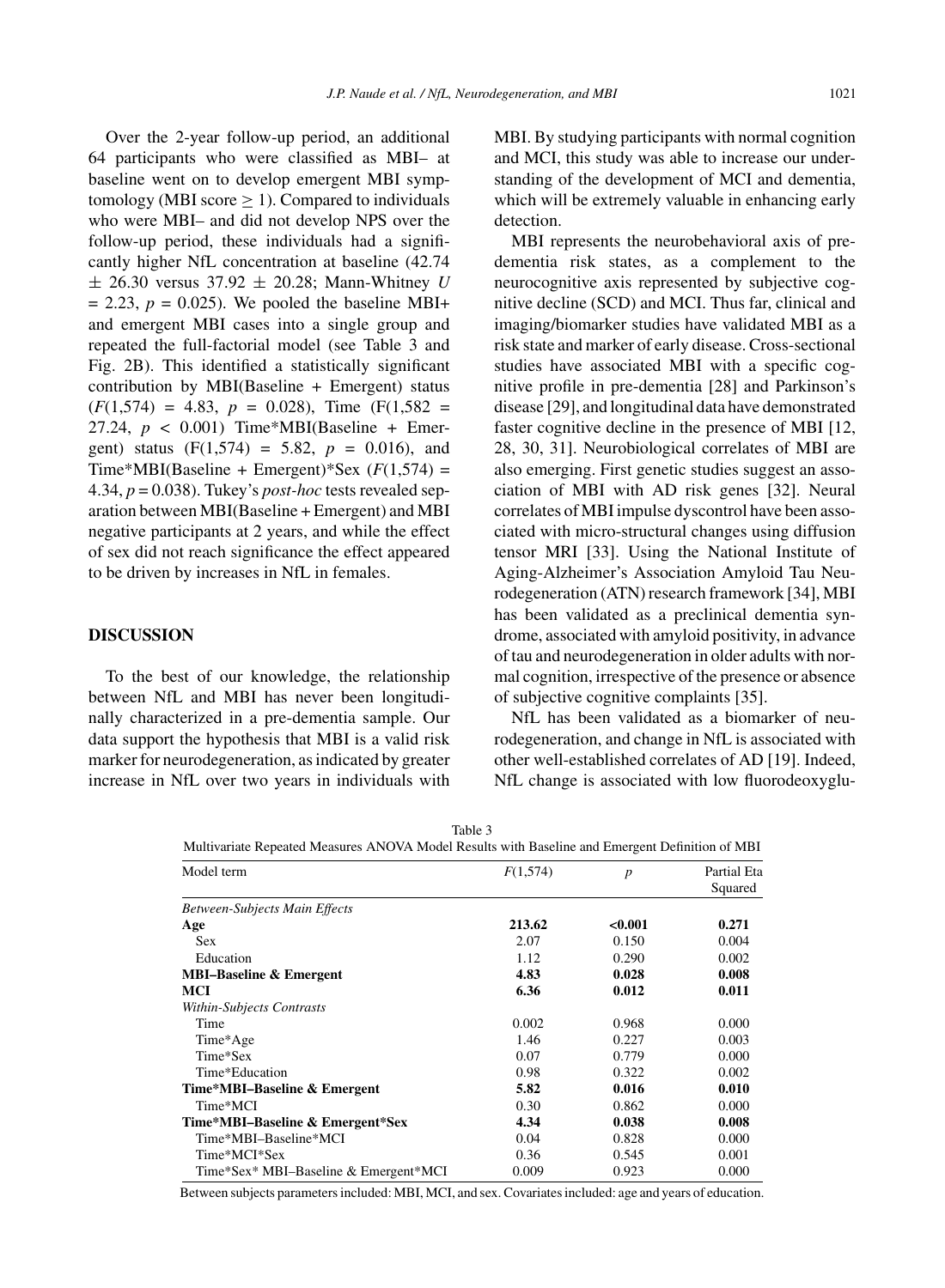Over the 2-year follow-up period, an additional 64 participants who were classified as MBI– at baseline went on to develop emergent MBI symptomatology (MBI score $\geq 1$). Compared to individuals who were MBI– and did not develop NPS over the follow-up period, these individuals had a significantly higher NfL concentration at baseline (42.74 $\pm$ 26.30 versus 37.92 $\pm$ 20.28; Mann-Whitney $U = 2.23$, $p = 0.025$). We pooled the baseline MBI+ and emergent MBI cases into a single group and repeated the full-factorial model (see Table 3 and Fig. 2B). This identified a statistically significant contribution by MBI(Baseline + Emergent) status ($F(1{,}574) = 4.83$, $p = 0.028$), Time ($F(1{,}582 = 27.24$, $p < 0.001$) Time*MBI(Baseline + Emergent) status ($F(1{,}574) = 5.82$, $p = 0.016$), and Time*MBI(Baseline + Emergent)*Sex ($F(1{,}574) = 4.34$, $p = 0.038$). Tukey's *post-hoc* tests revealed separation between MBI(Baseline + Emergent) and MBI negative participants at 2 years, and while the effect of sex did not reach significance the effect appeared to be driven by increases in NfL in females.

## DISCUSSION

To the best of our knowledge, the relationship between NfL and MBI has never been longitudinally characterized in a pre-dementia sample. Our data support the hypothesis that MBI is a valid risk marker for neurodegeneration, as indicated by greater increase in NfL over two years in individuals with MBI. By studying participants with normal cognition and MCI, this study was able to increase our understanding of the development of MCI and dementia, which will be extremely valuable in enhancing early detection.

MBI represents the neurobehavioral axis of pre-dementia risk states, as a complement to the neurocognitive axis represented by subjective cognitive decline (SCD) and MCI. Thus far, clinical and imaging/biomarker studies have validated MBI as a risk state and marker of early disease. Cross-sectional studies have associated MBI with a specific cognitive profile in pre-dementia [28] and Parkinson's disease [29], and longitudinal data have demonstrated faster cognitive decline in the presence of MBI [12, 28, 30, 31]. Neurobiological correlates of MBI are also emerging. First genetic studies suggest an association of MBI with AD risk genes [32]. Neural correlates of MBI impulse dyscontrol have been associated with micro-structural changes using diffusion tensor MRI [33]. Using the National Institute of Aging-Alzheimer's Association Amyloid Tau Neurodegeneration (ATN) research framework [34], MBI has been validated as a preclinical dementia syndrome, associated with amyloid positivity, in advance of tau and neurodegeneration in older adults with normal cognition, irrespective of the presence or absence of subjective cognitive complaints [35].

NfL has been validated as a biomarker of neurodegeneration, and change in NfL is associated with other well-established correlates of AD [19]. Indeed, NfL change is associated with low fluorodeoxyglu-

Table 3
Multivariate Repeated Measures ANOVA Model Results with Baseline and Emergent Definition of MBI

| Model term | $F(1{,}574)$ | $p$ | Partial Eta Squared |
|---|---|---|---|
| *Between-Subjects Main Effects* | | | |
| **Age** | **213.62** | **<0.001** | **0.271** |
| Sex | 2.07 | 0.150 | 0.004 |
| Education | 1.12 | 0.290 | 0.002 |
| **MBI–Baseline & Emergent** | **4.83** | **0.028** | **0.008** |
| **MCI** | **6.36** | **0.012** | **0.011** |
| *Within-Subjects Contrasts* | | | |
| Time | 0.002 | 0.968 | 0.000 |
| Time*Age | 1.46 | 0.227 | 0.003 |
| Time*Sex | 0.07 | 0.779 | 0.000 |
| Time*Education | 0.98 | 0.322 | 0.002 |
| **Time*MBI–Baseline & Emergent** | **5.82** | **0.016** | **0.010** |
| Time*MCI | 0.30 | 0.862 | 0.000 |
| **Time*MBI–Baseline & Emergent*Sex** | **4.34** | **0.038** | **0.008** |
| Time*MBI–Baseline*MCI | 0.04 | 0.828 | 0.000 |
| Time*MCI*Sex | 0.36 | 0.545 | 0.001 |
| Time*Sex* MBI–Baseline & Emergent*MCI | 0.009 | 0.923 | 0.000 |

Between subjects parameters included: MBI, MCI, and sex. Covariates included: age and years of education.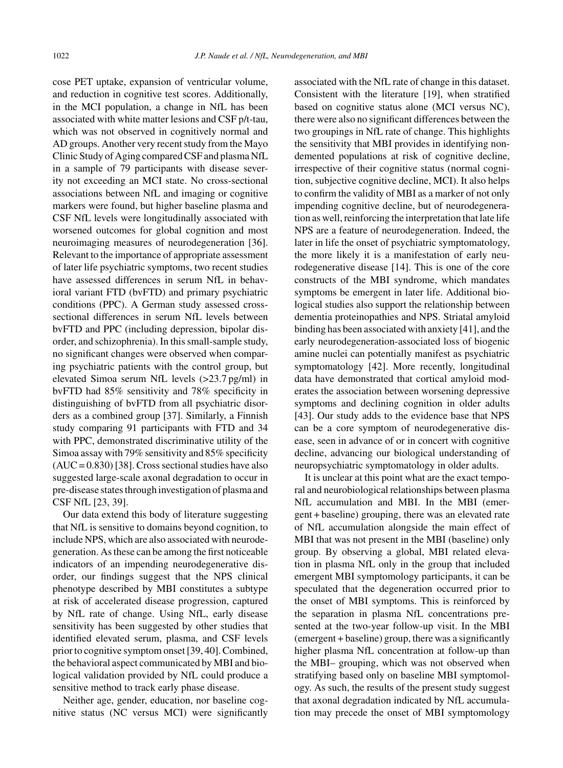cose PET uptake, expansion of ventricular volume, and reduction in cognitive test scores. Additionally, in the MCI population, a change in NfL has been associated with white matter lesions and CSF p/t-tau, which was not observed in cognitively normal and AD groups. Another very recent study from the Mayo Clinic Study of Aging compared CSF and plasma NfL in a sample of 79 participants with disease severity not exceeding an MCI state. No cross-sectional associations between NfL and imaging or cognitive markers were found, but higher baseline plasma and CSF NfL levels were longitudinally associated with worsened outcomes for global cognition and most neuroimaging measures of neurodegeneration [36]. Relevant to the importance of appropriate assessment of later life psychiatric symptoms, two recent studies have assessed differences in serum NfL in behavioral variant FTD (bvFTD) and primary psychiatric conditions (PPC). A German study assessed cross-sectional differences in serum NfL levels between bvFTD and PPC (including depression, bipolar disorder, and schizophrenia). In this small-sample study, no significant changes were observed when comparing psychiatric patients with the control group, but elevated Simoa serum NfL levels (>23.7 pg/ml) in bvFTD had 85% sensitivity and 78% specificity in distinguishing of bvFTD from all psychiatric disorders as a combined group [37]. Similarly, a Finnish study comparing 91 participants with FTD and 34 with PPC, demonstrated discriminative utility of the Simoa assay with 79% sensitivity and 85% specificity (AUC = 0.830) [38]. Cross sectional studies have also suggested large-scale axonal degradation to occur in pre-disease states through investigation of plasma and CSF NfL [23, 39].

Our data extend this body of literature suggesting that NfL is sensitive to domains beyond cognition, to include NPS, which are also associated with neurodegeneration. As these can be among the first noticeable indicators of an impending neurodegenerative disorder, our findings suggest that the NPS clinical phenotype described by MBI constitutes a subtype at risk of accelerated disease progression, captured by NfL rate of change. Using NfL, early disease sensitivity has been suggested by other studies that identified elevated serum, plasma, and CSF levels prior to cognitive symptom onset [39, 40]. Combined, the behavioral aspect communicated by MBI and biological validation provided by NfL could produce a sensitive method to track early phase disease.

Neither age, gender, education, nor baseline cognitive status (NC versus MCI) were significantly associated with the NfL rate of change in this dataset. Consistent with the literature [19], when stratified based on cognitive status alone (MCI versus NC), there were also no significant differences between the two groupings in NfL rate of change. This highlights the sensitivity that MBI provides in identifying non-demented populations at risk of cognitive decline, irrespective of their cognitive status (normal cognition, subjective cognitive decline, MCI). It also helps to confirm the validity of MBI as a marker of not only impending cognitive decline, but of neurodegeneration as well, reinforcing the interpretation that late life NPS are a feature of neurodegeneration. Indeed, the later in life the onset of psychiatric symptomatology, the more likely it is a manifestation of early neurodegenerative disease [14]. This is one of the core constructs of the MBI syndrome, which mandates symptoms be emergent in later life. Additional biological studies also support the relationship between dementia proteinopathies and NPS. Striatal amyloid binding has been associated with anxiety [41], and the early neurodegeneration-associated loss of biogenic amine nuclei can potentially manifest as psychiatric symptomatology [42]. More recently, longitudinal data have demonstrated that cortical amyloid moderates the association between worsening depressive symptoms and declining cognition in older adults [43]. Our study adds to the evidence base that NPS can be a core symptom of neurodegenerative disease, seen in advance of or in concert with cognitive decline, advancing our biological understanding of neuropsychiatric symptomatology in older adults.

It is unclear at this point what are the exact temporal and neurobiological relationships between plasma NfL accumulation and MBI. In the MBI (emergent + baseline) grouping, there was an elevated rate of NfL accumulation alongside the main effect of MBI that was not present in the MBI (baseline) only group. By observing a global, MBI related elevation in plasma NfL only in the group that included emergent MBI symptomology participants, it can be speculated that the degeneration occurred prior to the onset of MBI symptoms. This is reinforced by the separation in plasma NfL concentrations presented at the two-year follow-up visit. In the MBI (emergent + baseline) group, there was a significantly higher plasma NfL concentration at follow-up than the MBI– grouping, which was not observed when stratifying based only on baseline MBI symptomology. As such, the results of the present study suggest that axonal degradation indicated by NfL accumulation may precede the onset of MBI symptomology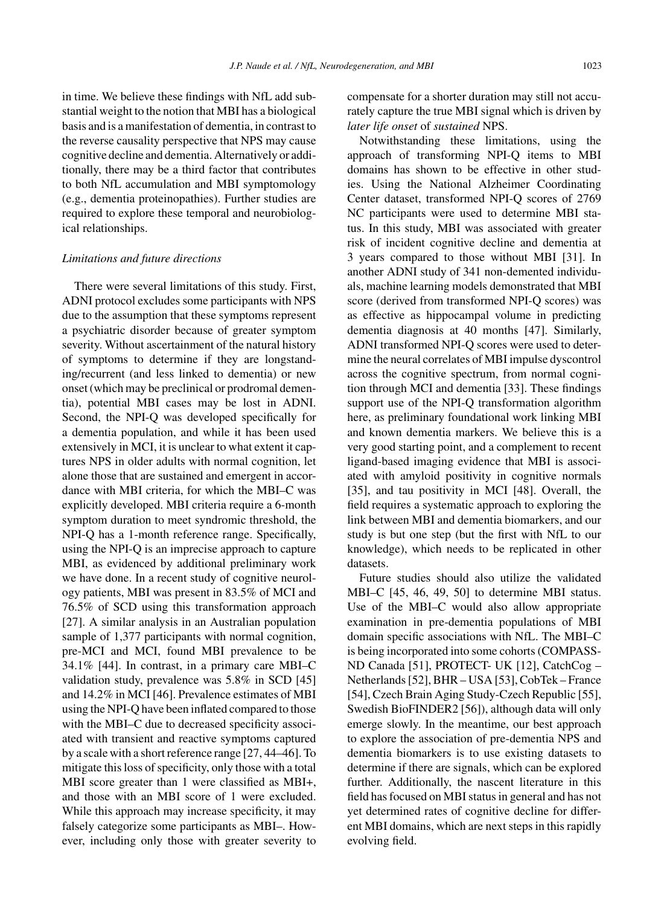in time. We believe these findings with NfL add substantial weight to the notion that MBI has a biological basis and is a manifestation of dementia, in contrast to the reverse causality perspective that NPS may cause cognitive decline and dementia. Alternatively or additionally, there may be a third factor that contributes to both NfL accumulation and MBI symptomology (e.g., dementia proteinopathies). Further studies are required to explore these temporal and neurobiological relationships.

### *Limitations and future directions*

There were several limitations of this study. First, ADNI protocol excludes some participants with NPS due to the assumption that these symptoms represent a psychiatric disorder because of greater symptom severity. Without ascertainment of the natural history of symptoms to determine if they are longstanding/recurrent (and less linked to dementia) or new onset (which may be preclinical or prodromal dementia), potential MBI cases may be lost in ADNI. Second, the NPI-Q was developed specifically for a dementia population, and while it has been used extensively in MCI, it is unclear to what extent it captures NPS in older adults with normal cognition, let alone those that are sustained and emergent in accordance with MBI criteria, for which the MBI–C was explicitly developed. MBI criteria require a 6-month symptom duration to meet syndromic threshold, the NPI-Q has a 1-month reference range. Specifically, using the NPI-Q is an imprecise approach to capture MBI, as evidenced by additional preliminary work we have done. In a recent study of cognitive neurology patients, MBI was present in 83.5% of MCI and 76.5% of SCD using this transformation approach [27]. A similar analysis in an Australian population sample of 1,377 participants with normal cognition, pre-MCI and MCI, found MBI prevalence to be 34.1% [44]. In contrast, in a primary care MBI–C validation study, prevalence was 5.8% in SCD [45] and 14.2% in MCI [46]. Prevalence estimates of MBI using the NPI-Q have been inflated compared to those with the MBI–C due to decreased specificity associated with transient and reactive symptoms captured by a scale with a short reference range [27, 44–46]. To mitigate this loss of specificity, only those with a total MBI score greater than 1 were classified as MBI+, and those with an MBI score of 1 were excluded. While this approach may increase specificity, it may falsely categorize some participants as MBI–. However, including only those with greater severity to compensate for a shorter duration may still not accurately capture the true MBI signal which is driven by *later life onset* of *sustained* NPS.

Notwithstanding these limitations, using the approach of transforming NPI-Q items to MBI domains has shown to be effective in other studies. Using the National Alzheimer Coordinating Center dataset, transformed NPI-Q scores of 2769 NC participants were used to determine MBI status. In this study, MBI was associated with greater risk of incident cognitive decline and dementia at 3 years compared to those without MBI [31]. In another ADNI study of 341 non-demented individuals, machine learning models demonstrated that MBI score (derived from transformed NPI-Q scores) was as effective as hippocampal volume in predicting dementia diagnosis at 40 months [47]. Similarly, ADNI transformed NPI-Q scores were used to determine the neural correlates of MBI impulse dyscontrol across the cognitive spectrum, from normal cognition through MCI and dementia [33]. These findings support use of the NPI-Q transformation algorithm here, as preliminary foundational work linking MBI and known dementia markers. We believe this is a very good starting point, and a complement to recent ligand-based imaging evidence that MBI is associated with amyloid positivity in cognitive normals [35], and tau positivity in MCI [48]. Overall, the field requires a systematic approach to exploring the link between MBI and dementia biomarkers, and our study is but one step (but the first with NfL to our knowledge), which needs to be replicated in other datasets.

Future studies should also utilize the validated MBI–C [45, 46, 49, 50] to determine MBI status. Use of the MBI–C would also allow appropriate examination in pre-dementia populations of MBI domain specific associations with NfL. The MBI–C is being incorporated into some cohorts (COMPASS-ND Canada [51], PROTECT- UK [12], CatchCog – Netherlands [52], BHR – USA [53], CobTek – France [54], Czech Brain Aging Study-Czech Republic [55], Swedish BioFINDER2 [56]), although data will only emerge slowly. In the meantime, our best approach to explore the association of pre-dementia NPS and dementia biomarkers is to use existing datasets to determine if there are signals, which can be explored further. Additionally, the nascent literature in this field has focused on MBI status in general and has not yet determined rates of cognitive decline for different MBI domains, which are next steps in this rapidly evolving field.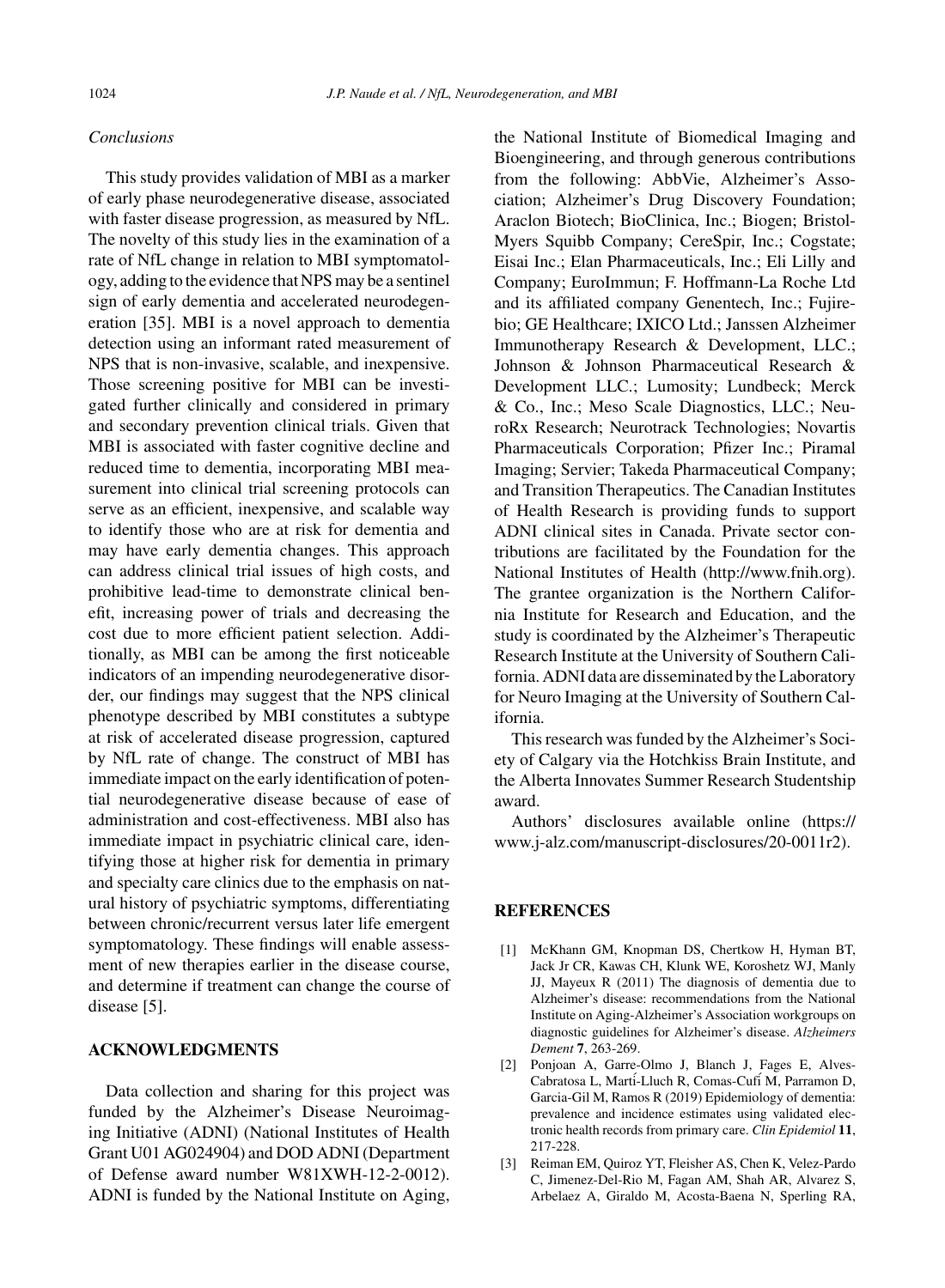### *Conclusions*

This study provides validation of MBI as a marker of early phase neurodegenerative disease, associated with faster disease progression, as measured by NfL. The novelty of this study lies in the examination of a rate of NfL change in relation to MBI symptomatology, adding to the evidence that NPS may be a sentinel sign of early dementia and accelerated neurodegeneration [35]. MBI is a novel approach to dementia detection using an informant rated measurement of NPS that is non-invasive, scalable, and inexpensive. Those screening positive for MBI can be investigated further clinically and considered in primary and secondary prevention clinical trials. Given that MBI is associated with faster cognitive decline and reduced time to dementia, incorporating MBI measurement into clinical trial screening protocols can serve as an efficient, inexpensive, and scalable way to identify those who are at risk for dementia and may have early dementia changes. This approach can address clinical trial issues of high costs, and prohibitive lead-time to demonstrate clinical benefit, increasing power of trials and decreasing the cost due to more efficient patient selection. Additionally, as MBI can be among the first noticeable indicators of an impending neurodegenerative disorder, our findings may suggest that the NPS clinical phenotype described by MBI constitutes a subtype at risk of accelerated disease progression, captured by NfL rate of change. The construct of MBI has immediate impact on the early identification of potential neurodegenerative disease because of ease of administration and cost-effectiveness. MBI also has immediate impact in psychiatric clinical care, identifying those at higher risk for dementia in primary and specialty care clinics due to the emphasis on natural history of psychiatric symptoms, differentiating between chronic/recurrent versus later life emergent symptomatology. These findings will enable assessment of new therapies earlier in the disease course, and determine if treatment can change the course of disease [5].

## ACKNOWLEDGMENTS

Data collection and sharing for this project was funded by the Alzheimer's Disease Neuroimaging Initiative (ADNI) (National Institutes of Health Grant U01 AG024904) and DOD ADNI (Department of Defense award number W81XWH-12-2-0012). ADNI is funded by the National Institute on Aging, the National Institute of Biomedical Imaging and Bioengineering, and through generous contributions from the following: AbbVie, Alzheimer's Association; Alzheimer's Drug Discovery Foundation; Araclon Biotech; BioClinica, Inc.; Biogen; Bristol-Myers Squibb Company; CereSpir, Inc.; Cogstate; Eisai Inc.; Elan Pharmaceuticals, Inc.; Eli Lilly and Company; EuroImmun; F. Hoffmann-La Roche Ltd and its affiliated company Genentech, Inc.; Fujirebio; GE Healthcare; IXICO Ltd.; Janssen Alzheimer Immunotherapy Research & Development, LLC.; Johnson & Johnson Pharmaceutical Research & Development LLC.; Lumosity; Lundbeck; Merck & Co., Inc.; Meso Scale Diagnostics, LLC.; NeuroRx Research; Neurotrack Technologies; Novartis Pharmaceuticals Corporation; Pfizer Inc.; Piramal Imaging; Servier; Takeda Pharmaceutical Company; and Transition Therapeutics. The Canadian Institutes of Health Research is providing funds to support ADNI clinical sites in Canada. Private sector contributions are facilitated by the Foundation for the National Institutes of Health (http://www.fnih.org). The grantee organization is the Northern California Institute for Research and Education, and the study is coordinated by the Alzheimer's Therapeutic Research Institute at the University of Southern California. ADNI data are disseminated by the Laboratory for Neuro Imaging at the University of Southern California.

This research was funded by the Alzheimer's Society of Calgary via the Hotchkiss Brain Institute, and the Alberta Innovates Summer Research Studentship award.

Authors' disclosures available online (https://www.j-alz.com/manuscript-disclosures/20-0011r2).

## REFERENCES

[1] McKhann GM, Knopman DS, Chertkow H, Hyman BT, Jack Jr CR, Kawas CH, Klunk WE, Koroshetz WJ, Manly JJ, Mayeux R (2011) The diagnosis of dementia due to Alzheimer's disease: recommendations from the National Institute on Aging-Alzheimer's Association workgroups on diagnostic guidelines for Alzheimer's disease. *Alzheimers Dement* **7**, 263-269.

[2] Ponjoan A, Garre-Olmo J, Blanch J, Fages E, Alves-Cabratosa L, Martí-Lluch R, Comas-Cufí M, Parramon D, Garcia-Gil M, Ramos R (2019) Epidemiology of dementia: prevalence and incidence estimates using validated electronic health records from primary care. *Clin Epidemiol* **11**, 217-228.

[3] Reiman EM, Quiroz YT, Fleisher AS, Chen K, Velez-Pardo C, Jimenez-Del-Rio M, Fagan AM, Shah AR, Alvarez S, Arbelaez A, Giraldo M, Acosta-Baena N, Sperling RA,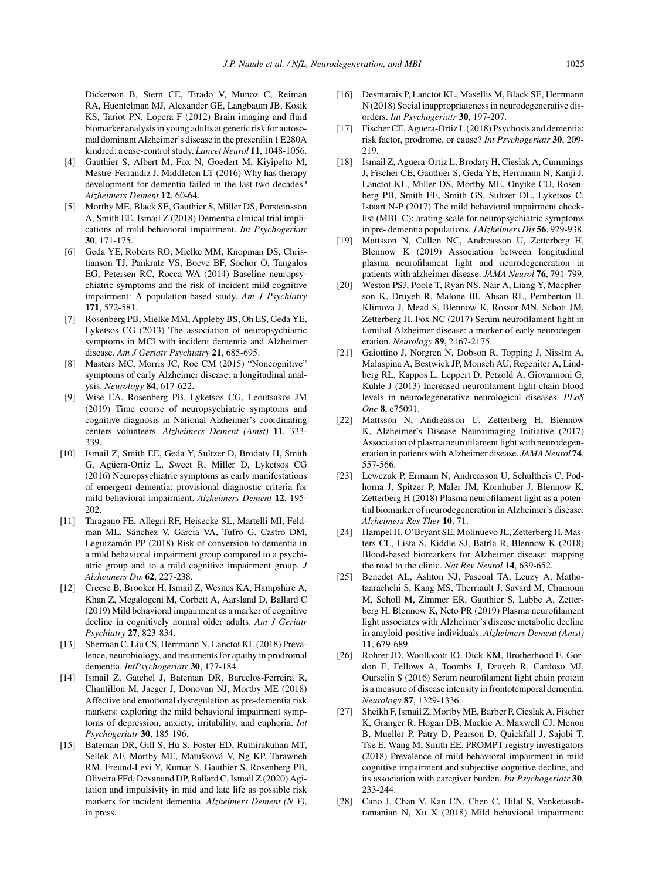Dickerson B, Stern CE, Tirado V, Munoz C, Reiman RA, Huentelman MJ, Alexander GE, Langbaum JB, Kosik KS, Tariot PN, Lopera F (2012) Brain imaging and fluid biomarker analysis in young adults at genetic risk for autosomal dominant Alzheimer's disease in the presenilin 1 E280A kindred: a case-control study. *Lancet Neurol* **11**, 1048-1056.

[4] Gauthier S, Albert M, Fox N, Goedert M, Kiyipelto M, Mestre-Ferrandiz J, Middleton LT (2016) Why has therapy development for dementia failed in the last two decades? *Alzheimers Dement* **12**, 60-64.

[5] Mortby ME, Black SE, Gauthier S, Miller DS, Porsteinsson A, Smith EE, Ismail Z (2018) Dementia clinical trial implications of mild behavioral impairment. *Int Psychogeriatr* **30**, 171-175.

[6] Geda YE, Roberts RO, Mielke MM, Knopman DS, Christianson TJ, Pankratz VS, Boeve BF, Sochor O, Tangalos EG, Petersen RC, Rocca WA (2014) Baseline neuropsychiatric symptoms and the risk of incident mild cognitive impairment: A population-based study. *Am J Psychiatry* **171**, 572-581.

[7] Rosenberg PB, Mielke MM, Appleby BS, Oh ES, Geda YE, Lyketsos CG (2013) The association of neuropsychiatric symptoms in MCI with incident dementia and Alzheimer disease. *Am J Geriatr Psychiatry* **21**, 685-695.

[8] Masters MC, Morris JC, Roe CM (2015) "Noncognitive" symptoms of early Alzheimer disease: a longitudinal analysis. *Neurology* **84**, 617-622.

[9] Wise EA, Rosenberg PB, Lyketsos CG, Leoutsakos JM (2019) Time course of neuropsychiatric symptoms and cognitive diagnosis in National Alzheimer's coordinating centers volunteers. *Alzheimers Dement (Amst)* **11**, 333-339.

[10] Ismail Z, Smith EE, Geda Y, Sultzer D, Brodaty H, Smith G, Agüera-Ortiz L, Sweet R, Miller D, Lyketsos CG (2016) Neuropsychiatric symptoms as early manifestations of emergent dementia: provisional diagnostic criteria for mild behavioral impairment. *Alzheimers Dement* **12**, 195-202.

[11] Taragano FE, Allegri RF, Heisecke SL, Martelli MI, Feldman ML, Sánchez V, García VA, Tufro G, Castro DM, Leguizamón PP (2018) Risk of conversion to dementia in a mild behavioral impairment group compared to a psychiatric group and to a mild cognitive impairment group. *J Alzheimers Dis* **62**, 227-238.

[12] Creese B, Brooker H, Ismail Z, Wesnes KA, Hampshire A, Khan Z, Megalogeni M, Corbett A, Aarsland D, Ballard C (2019) Mild behavioral impairment as a marker of cognitive decline in cognitively normal older adults. *Am J Geriatr Psychiatry* **27**, 823-834.

[13] Sherman C, Liu CS, Herrmann N, Lanctot KL (2018) Prevalence, neurobiology, and treatments for apathy in prodromal dementia. *IntPsychogeriatr* **30**, 177-184.

[14] Ismail Z, Gatchel J, Bateman DR, Barcelos-Ferreira R, Chantillon M, Jaeger J, Donovan NJ, Mortby ME (2018) Affective and emotional dysregulation as pre-dementia risk markers: exploring the mild behavioral impairment symptoms of depression, anxiety, irritability, and euphoria. *Int Psychogeriatr* **30**, 185-196.

[15] Bateman DR, Gill S, Hu S, Foster ED, Ruthirakuhan MT, Sellek AF, Mortby ME, Matušková V, Ng KP, Tarawneh RM, Freund-Levi Y, Kumar S, Gauthier S, Rosenberg PB, Oliveira FFd, Devanand DP, Ballard C, Ismail Z (2020) Agitation and impulsivity in mid and late life as possible risk markers for incident dementia. *Alzheimers Dement (N Y)*, in press.

[16] Desmarais P, Lanctot KL, Masellis M, Black SE, Herrmann N (2018) Social inappropriateness in neurodegenerative disorders. *Int Psychogeriatr* **30**, 197-207.

[17] Fischer CE, Aguera-Ortiz L (2018) Psychosis and dementia: risk factor, prodrome, or cause? *Int Psychogeriatr* **30**, 209-219.

[18] Ismail Z, Aguera-Ortiz L, Brodaty H, Cieslak A, Cummings J, Fischer CE, Gauthier S, Geda YE, Herrmann N, Kanji J, Lanctot KL, Miller DS, Mortby ME, Onyike CU, Rosenberg PB, Smith EE, Smith GS, Sultzer DL, Lyketsos C, Istaart N-P (2017) The mild behavioral impairment checklist (MBI–C): arating scale for neuropsychiatric symptoms in pre- dementia populations. *J Alzheimers Dis* **56**, 929-938.

[19] Mattsson N, Cullen NC, Andreasson U, Zetterberg H, Blennow K (2019) Association between longitudinal plasma neurofilament light and neurodegeneration in patients with alzheimer disease. *JAMA Neurol* **76**, 791-799.

[20] Weston PSJ, Poole T, Ryan NS, Nair A, Liang Y, Macpherson K, Druyeh R, Malone IB, Ahsan RL, Pemberton H, Klimova J, Mead S, Blennow K, Rossor MN, Schott JM, Zetterberg H, Fox NC (2017) Serum neurofilament light in familial Alzheimer disease: a marker of early neurodegeneration. *Neurology* **89**, 2167-2175.

[21] Gaiottino J, Norgren N, Dobson R, Topping J, Nissim A, Malaspina A, Bestwick JP, Monsch AU, Regeniter A, Lindberg RL, Kappos L, Leppert D, Petzold A, Giovannoni G, Kuhle J (2013) Increased neurofilament light chain blood levels in neurodegenerative neurological diseases. *PLoS One* **8**, e75091.

[22] Mattsson N, Andreasson U, Zetterberg H, Blennow K, Alzheimer's Disease Neuroimaging Initiative (2017) Association of plasma neurofilament light with neurodegeneration in patients with Alzheimer disease. *JAMA Neurol* **74**, 557-566.

[23] Lewczuk P, Ermann N, Andreasson U, Schultheis C, Podhorna J, Spitzer P, Maler JM, Kornhuber J, Blennow K, Zetterberg H (2018) Plasma neurofilament light as a potential biomarker of neurodegeneration in Alzheimer's disease. *Alzheimers Res Ther* **10**, 71.

[24] Hampel H, O'Bryant SE, Molinuevo JL, Zetterberg H, Masters CL, Lista S, Kiddle SJ, Batrla R, Blennow K (2018) Blood-based biomarkers for Alzheimer disease: mapping the road to the clinic. *Nat Rev Neurol* **14**, 639-652.

[25] Benedet AL, Ashton NJ, Pascoal TA, Leuzy A, Mathotaarachchi S, Kang MS, Therriault J, Savard M, Chamoun M, Scholl M, Zimmer ER, Gauthier S, Labbe A, Zetterberg H, Blennow K, Neto PR (2019) Plasma neurofilament light associates with Alzheimer's disease metabolic decline in amyloid-positive individuals. *Alzheimers Dement (Amst)* **11**, 679-689.

[26] Rohrer JD, Woollacott IO, Dick KM, Brotherhood E, Gordon E, Fellows A, Toombs J, Druyeh R, Cardoso MJ, Ourselin S (2016) Serum neurofilament light chain protein is a measure of disease intensity in frontotemporal dementia. *Neurology* **87**, 1329-1336.

[27] Sheikh F, Ismail Z, Mortby ME, Barber P, Cieslak A, Fischer K, Granger R, Hogan DB, Mackie A, Maxwell CJ, Menon B, Mueller P, Patry D, Pearson D, Quickfall J, Sajobi T, Tse E, Wang M, Smith EE, PROMPT registry investigators (2018) Prevalence of mild behavioral impairment in mild cognitive impairment and subjective cognitive decline, and its association with caregiver burden. *Int Psychogeriatr* **30**, 233-244.

[28] Cano J, Chan V, Kan CN, Chen C, Hilal S, Venketasubramanian N, Xu X (2018) Mild behavioral impairment: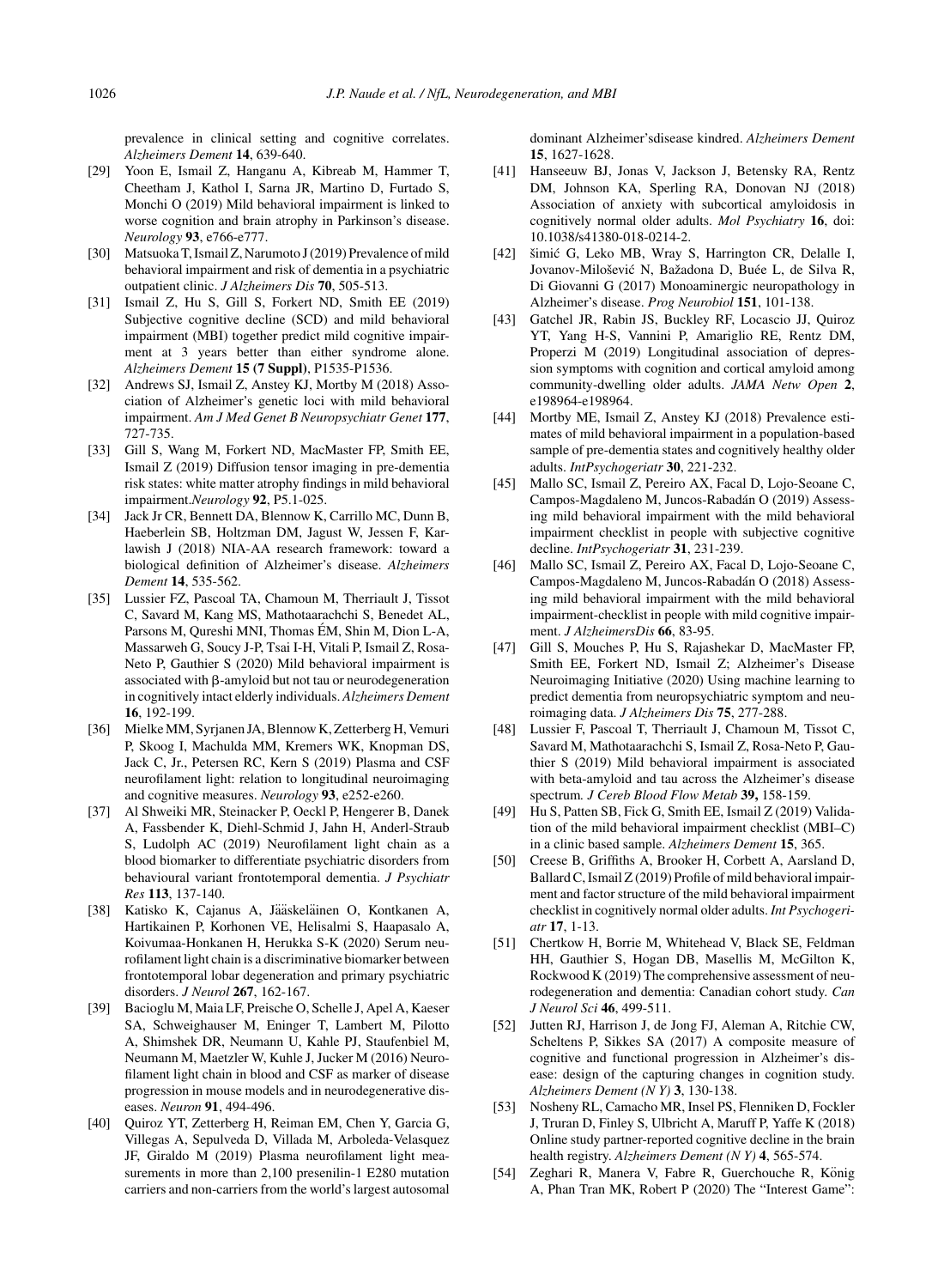prevalence in clinical setting and cognitive correlates. *Alzheimers Dement* **14**, 639-640.

[29] Yoon E, Ismail Z, Hanganu A, Kibreab M, Hammer T, Cheetham J, Kathol I, Sarna JR, Martino D, Furtado S, Monchi O (2019) Mild behavioral impairment is linked to worse cognition and brain atrophy in Parkinson's disease. *Neurology* **93**, e766-e777.

[30] Matsuoka T, Ismail Z, Narumoto J (2019) Prevalence of mild behavioral impairment and risk of dementia in a psychiatric outpatient clinic. *J Alzheimers Dis* **70**, 505-513.

[31] Ismail Z, Hu S, Gill S, Forkert ND, Smith EE (2019) Subjective cognitive decline (SCD) and mild behavioral impairment (MBI) together predict mild cognitive impairment at 3 years better than either syndrome alone. *Alzheimers Dement* **15 (7 Suppl)**, P1535-P1536.

[32] Andrews SJ, Ismail Z, Anstey KJ, Mortby M (2018) Association of Alzheimer's genetic loci with mild behavioral impairment. *Am J Med Genet B Neuropsychiatr Genet* **177**, 727-735.

[33] Gill S, Wang M, Forkert ND, MacMaster FP, Smith EE, Ismail Z (2019) Diffusion tensor imaging in pre-dementia risk states: white matter atrophy findings in mild behavioral impairment.*Neurology* **92**, P5.1-025.

[34] Jack Jr CR, Bennett DA, Blennow K, Carrillo MC, Dunn B, Haeberlein SB, Holtzman DM, Jagust W, Jessen F, Karlawish J (2018) NIA-AA research framework: toward a biological definition of Alzheimer's disease. *Alzheimers Dement* **14**, 535-562.

[35] Lussier FZ, Pascoal TA, Chamoun M, Therriault J, Tissot C, Savard M, Kang MS, Mathotaarachchi S, Benedet AL, Parsons M, Qureshi MNI, Thomas ÉM, Shin M, Dion L-A, Massarweh G, Soucy J-P, Tsai I-H, Vitali P, Ismail Z, Rosa-Neto P, Gauthier S (2020) Mild behavioral impairment is associated with β-amyloid but not tau or neurodegeneration in cognitively intact elderly individuals. *Alzheimers Dement* **16**, 192-199.

[36] Mielke MM, Syrjanen JA, Blennow K, Zetterberg H, Vemuri P, Skoog I, Machulda MM, Kremers WK, Knopman DS, Jack C, Jr., Petersen RC, Kern S (2019) Plasma and CSF neurofilament light: relation to longitudinal neuroimaging and cognitive measures. *Neurology* **93**, e252-e260.

[37] Al Shweiki MR, Steinacker P, Oeckl P, Hengerer B, Danek A, Fassbender K, Diehl-Schmid J, Jahn H, Anderl-Straub S, Ludolph AC (2019) Neurofilament light chain as a blood biomarker to differentiate psychiatric disorders from behavioural variant frontotemporal dementia. *J Psychiatr Res* **113**, 137-140.

[38] Katisko K, Cajanus A, Jääskeläinen O, Kontkanen A, Hartikainen P, Korhonen VE, Helisalmi S, Haapasalo A, Koivumaa-Honkanen H, Herukka S-K (2020) Serum neurofilament light chain is a discriminative biomarker between frontotemporal lobar degeneration and primary psychiatric disorders. *J Neurol* **267**, 162-167.

[39] Bacioglu M, Maia LF, Preische O, Schelle J, Apel A, Kaeser SA, Schweighauser M, Eninger T, Lambert M, Pilotto A, Shimshek DR, Neumann U, Kahle PJ, Staufenbiel M, Neumann M, Maetzler W, Kuhle J, Jucker M (2016) Neurofilament light chain in blood and CSF as marker of disease progression in mouse models and in neurodegenerative diseases. *Neuron* **91**, 494-496.

[40] Quiroz YT, Zetterberg H, Reiman EM, Chen Y, Garcia G, Villegas A, Sepulveda D, Villada M, Arboleda-Velasquez JF, Giraldo M (2019) Plasma neurofilament light measurements in more than 2,100 presenilin-1 E280 mutation carriers and non-carriers from the world's largest autosomal dominant Alzheimer'sdisease kindred. *Alzheimers Dement* **15**, 1627-1628.

[41] Hanseeuw BJ, Jonas V, Jackson J, Betensky RA, Rentz DM, Johnson KA, Sperling RA, Donovan NJ (2018) Association of anxiety with subcortical amyloidosis in cognitively normal older adults. *Mol Psychiatry* **16**, doi: 10.1038/s41380-018-0214-2.

[42] šimić G, Leko MB, Wray S, Harrington CR, Delalle I, Jovanov-Milošević N, Bažadona D, Buée L, de Silva R, Di Giovanni G (2017) Monoaminergic neuropathology in Alzheimer's disease. *Prog Neurobiol* **151**, 101-138.

[43] Gatchel JR, Rabin JS, Buckley RF, Locascio JJ, Quiroz YT, Yang H-S, Vannini P, Amariglio RE, Rentz DM, Properzi M (2019) Longitudinal association of depression symptoms with cognition and cortical amyloid among community-dwelling older adults. *JAMA Netw Open* **2**, e198964-e198964.

[44] Mortby ME, Ismail Z, Anstey KJ (2018) Prevalence estimates of mild behavioral impairment in a population-based sample of pre-dementia states and cognitively healthy older adults. *IntPsychogeriatr* **30**, 221-232.

[45] Mallo SC, Ismail Z, Pereiro AX, Facal D, Lojo-Seoane C, Campos-Magdaleno M, Juncos-Rabadán O (2019) Assessing mild behavioral impairment with the mild behavioral impairment checklist in people with subjective cognitive decline. *IntPsychogeriatr* **31**, 231-239.

[46] Mallo SC, Ismail Z, Pereiro AX, Facal D, Lojo-Seoane C, Campos-Magdaleno M, Juncos-Rabadán O (2018) Assessing mild behavioral impairment with the mild behavioral impairment-checklist in people with mild cognitive impairment. *J AlzheimersDis* **66**, 83-95.

[47] Gill S, Mouches P, Hu S, Rajashekar D, MacMaster FP, Smith EE, Forkert ND, Ismail Z; Alzheimer's Disease Neuroimaging Initiative (2020) Using machine learning to predict dementia from neuropsychiatric symptom and neuroimaging data. *J Alzheimers Dis* **75**, 277-288.

[48] Lussier F, Pascoal T, Therriault J, Chamoun M, Tissot C, Savard M, Mathotaarachchi S, Ismail Z, Rosa-Neto P, Gauthier S (2019) Mild behavioral impairment is associated with beta-amyloid and tau across the Alzheimer's disease spectrum. *J Cereb Blood Flow Metab* **39,** 158-159.

[49] Hu S, Patten SB, Fick G, Smith EE, Ismail Z (2019) Validation of the mild behavioral impairment checklist (MBI–C) in a clinic based sample. *Alzheimers Dement* **15**, 365.

[50] Creese B, Griffiths A, Brooker H, Corbett A, Aarsland D, Ballard C, Ismail Z (2019) Profile of mild behavioral impairment and factor structure of the mild behavioral impairment checklist in cognitively normal older adults. *Int Psychogeriatr* **17**, 1-13.

[51] Chertkow H, Borrie M, Whitehead V, Black SE, Feldman HH, Gauthier S, Hogan DB, Masellis M, McGilton K, Rockwood K (2019) The comprehensive assessment of neurodegeneration and dementia: Canadian cohort study. *Can J Neurol Sci* **46**, 499-511.

[52] Jutten RJ, Harrison J, de Jong FJ, Aleman A, Ritchie CW, Scheltens P, Sikkes SA (2017) A composite measure of cognitive and functional progression in Alzheimer's disease: design of the capturing changes in cognition study. *Alzheimers Dement (N Y)* **3**, 130-138.

[53] Nosheny RL, Camacho MR, Insel PS, Flenniken D, Fockler J, Truran D, Finley S, Ulbricht A, Maruff P, Yaffe K (2018) Online study partner-reported cognitive decline in the brain health registry. *Alzheimers Dement (N Y)* **4**, 565-574.

[54] Zeghari R, Manera V, Fabre R, Guerchouche R, König A, Phan Tran MK, Robert P (2020) The "Interest Game":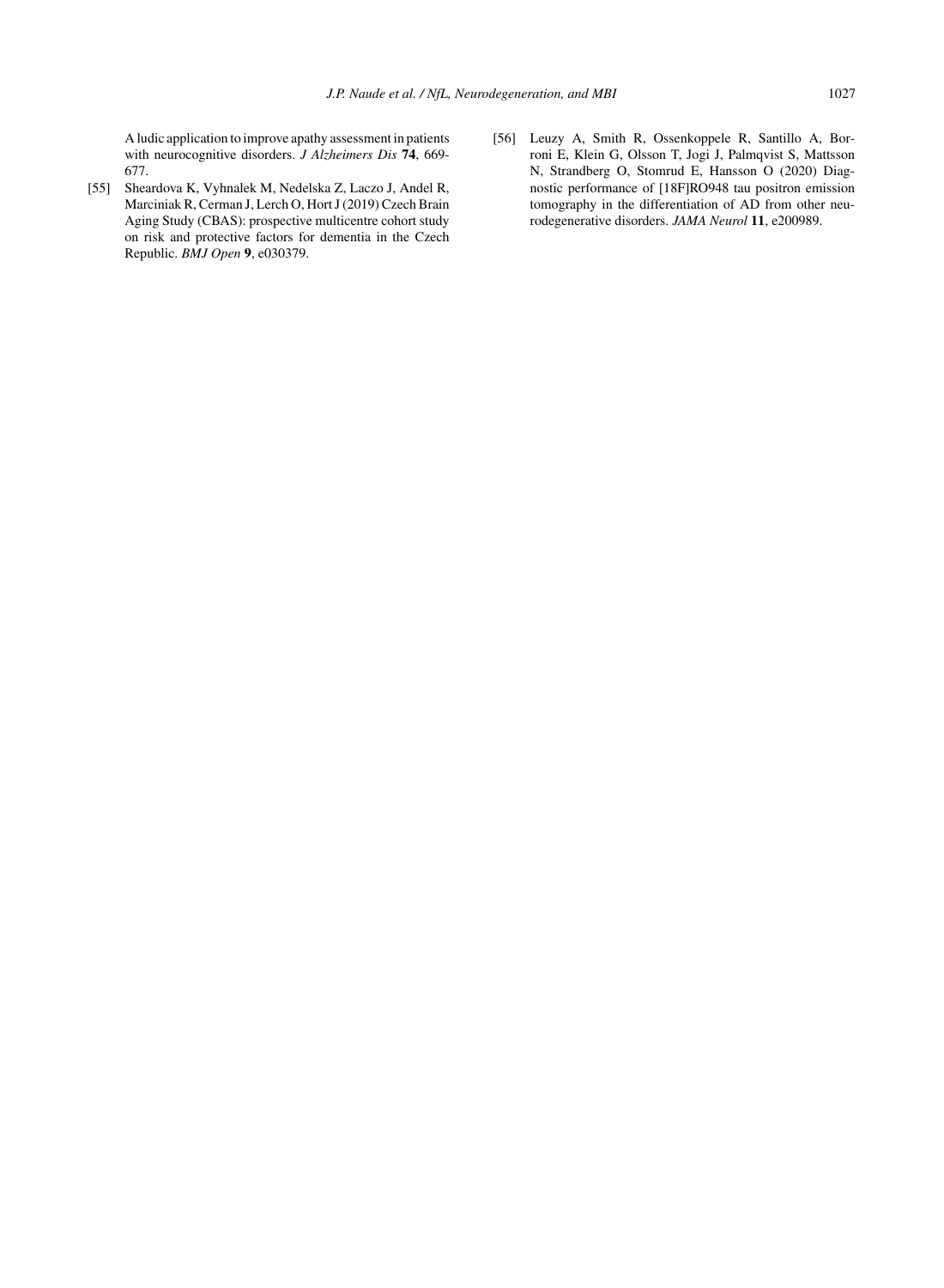A ludic application to improve apathy assessment in patients with neurocognitive disorders. *J Alzheimers Dis* **74**, 669-677.

[55] Sheardova K, Vyhnalek M, Nedelska Z, Laczo J, Andel R, Marciniak R, Cerman J, Lerch O, Hort J (2019) Czech Brain Aging Study (CBAS): prospective multicentre cohort study on risk and protective factors for dementia in the Czech Republic. *BMJ Open* **9**, e030379.

[56] Leuzy A, Smith R, Ossenkoppele R, Santillo A, Borroni E, Klein G, Olsson T, Jogi J, Palmqvist S, Mattsson N, Strandberg O, Stomrud E, Hansson O (2020) Diagnostic performance of [18F]RO948 tau positron emission tomography in the differentiation of AD from other neurodegenerative disorders. *JAMA Neurol* **11**, e200989.